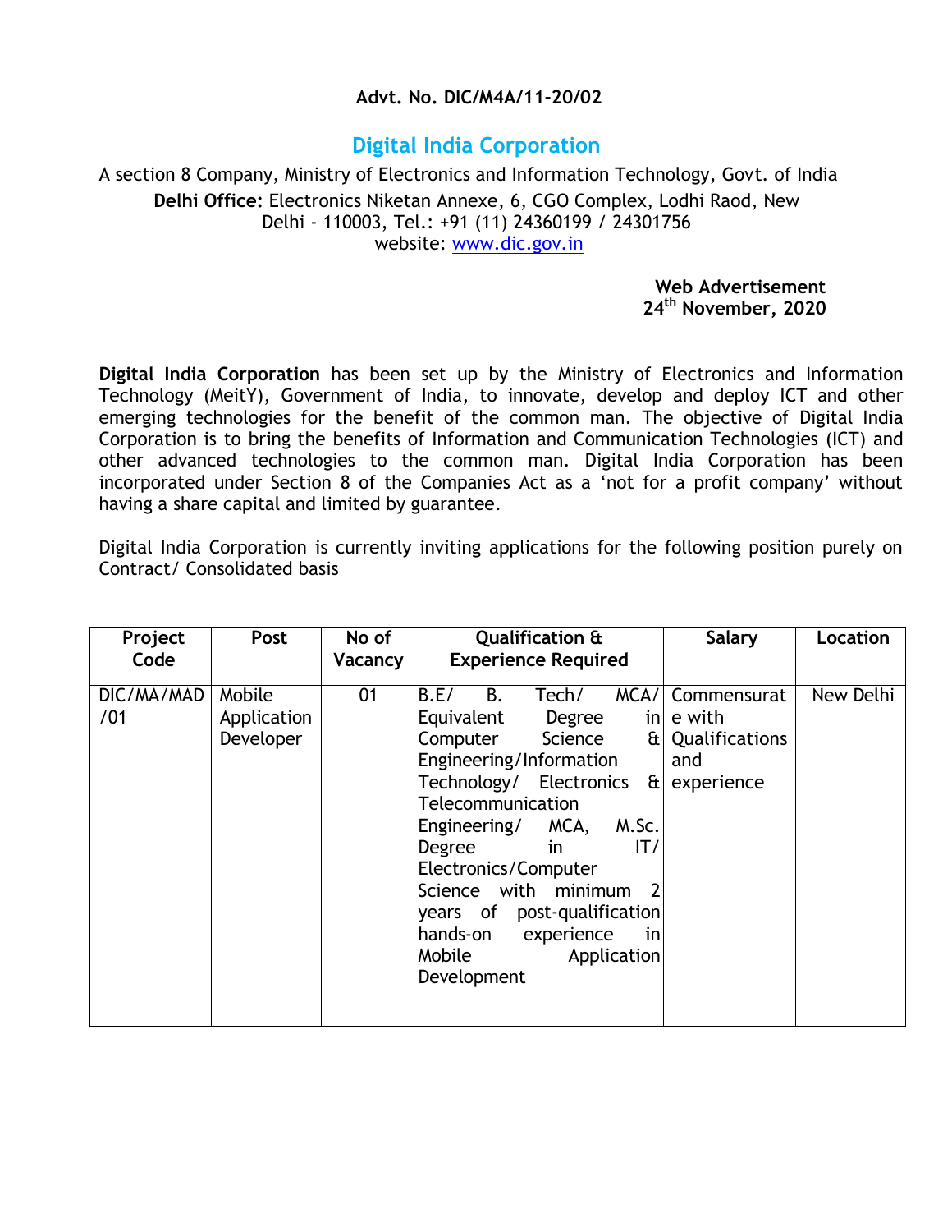**Advt. No. DIC/M4A/11-20/02**

# Digital India Corporation

A section 8 Company, Ministry of Electronics and Information Technology, Govt. of India

**Delhi Office:** Electronics Niketan Annexe, 6, CGO Complex, Lodhi Raod, New Delhi - 110003, Tel.: +91 (11) 24360199 / 24301756

website: www.dic.gov.in

**Web Advertisement**
**24th November, 2020**

**Digital India Corporation** has been set up by the Ministry of Electronics and Information Technology (MeitY), Government of India, to innovate, develop and deploy ICT and other emerging technologies for the benefit of the common man. The objective of Digital India Corporation is to bring the benefits of Information and Communication Technologies (ICT) and other advanced technologies to the common man. Digital India Corporation has been incorporated under Section 8 of the Companies Act as a 'not for a profit company' without having a share capital and limited by guarantee.

Digital India Corporation is currently inviting applications for the following position purely on Contract/ Consolidated basis

| Project Code | Post | No of Vacancy | Qualification & Experience Required | Salary | Location |
|---|---|---|---|---|---|
| DIC/MA/MAD/01 | Mobile Application Developer | 01 | B.E/ B. Tech/ MCA/ Equivalent Degree in Computer Science & Engineering/Information Technology/ Electronics & Telecommunication Engineering/ MCA, M.Sc. Degree in IT/ Electronics/Computer Science with minimum 2 years of post-qualification hands-on experience in Mobile Application Development | Commensurate with Qualifications and experience | New Delhi |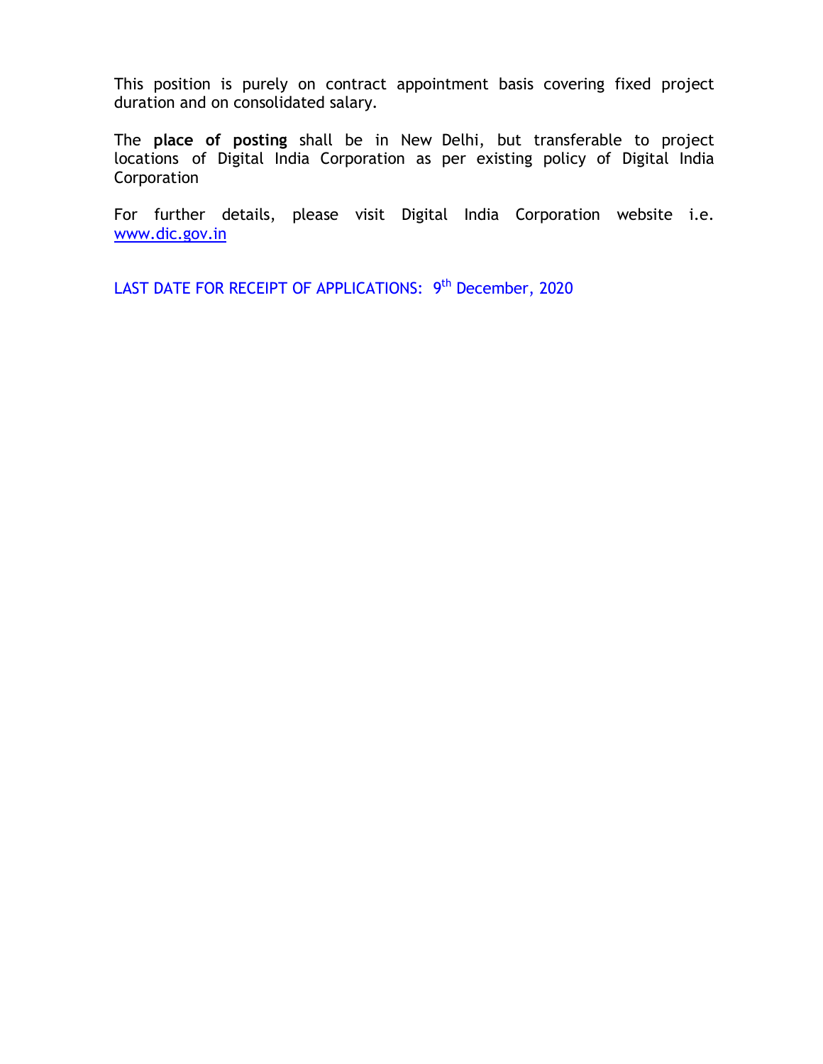This position is purely on contract appointment basis covering fixed project duration and on consolidated salary.

The **place of posting** shall be in New Delhi, but transferable to project locations of Digital India Corporation as per existing policy of Digital India Corporation

For further details, please visit Digital India Corporation website i.e. www.dic.gov.in

LAST DATE FOR RECEIPT OF APPLICATIONS: 9th December, 2020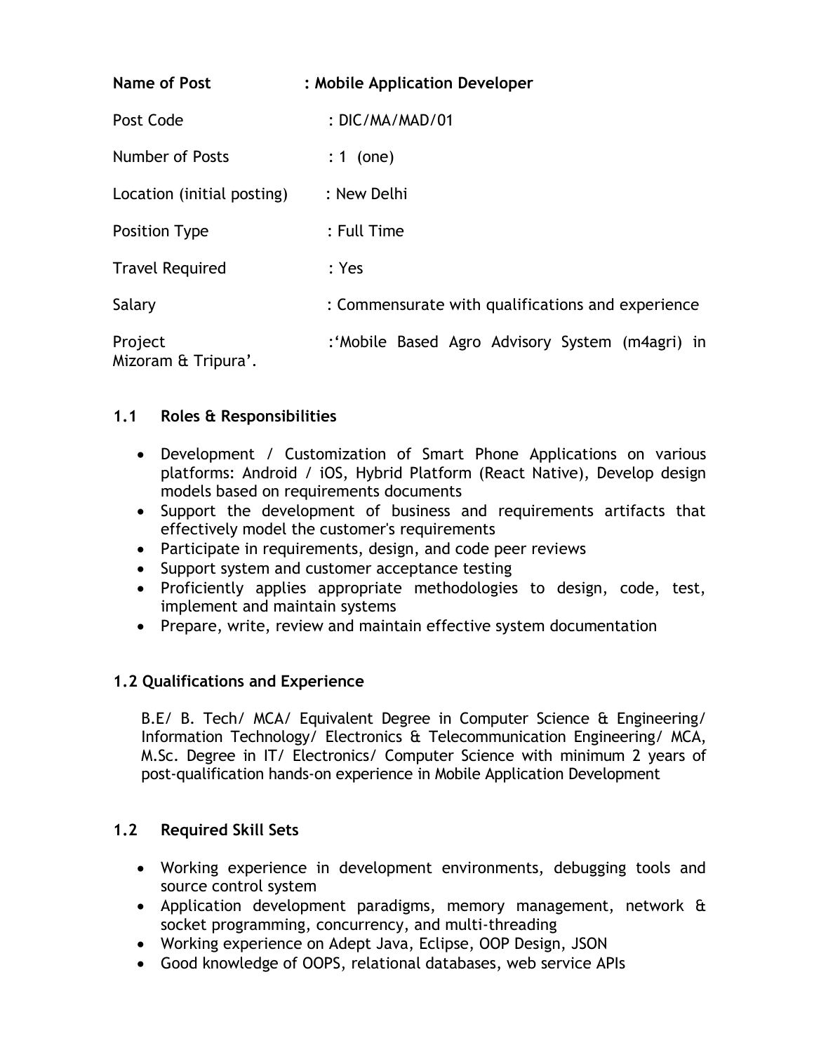**Name of Post** **: Mobile Application Developer**

Post Code : DIC/MA/MAD/01

Number of Posts : 1 (one)

Location (initial posting) : New Delhi

Position Type : Full Time

Travel Required : Yes

Salary : Commensurate with qualifications and experience

Project :'Mobile Based Agro Advisory System (m4agri) in Mizoram & Tripura'.

### 1.1 Roles & Responsibilities

- Development / Customization of Smart Phone Applications on various platforms: Android / iOS, Hybrid Platform (React Native), Develop design models based on requirements documents
- Support the development of business and requirements artifacts that effectively model the customer's requirements
- Participate in requirements, design, and code peer reviews
- Support system and customer acceptance testing
- Proficiently applies appropriate methodologies to design, code, test, implement and maintain systems
- Prepare, write, review and maintain effective system documentation

### 1.2 Qualifications and Experience

B.E/ B. Tech/ MCA/ Equivalent Degree in Computer Science & Engineering/ Information Technology/ Electronics & Telecommunication Engineering/ MCA, M.Sc. Degree in IT/ Electronics/ Computer Science with minimum 2 years of post-qualification hands-on experience in Mobile Application Development

### 1.2 Required Skill Sets

- Working experience in development environments, debugging tools and source control system
- Application development paradigms, memory management, network & socket programming, concurrency, and multi-threading
- Working experience on Adept Java, Eclipse, OOP Design, JSON
- Good knowledge of OOPS, relational databases, web service APIs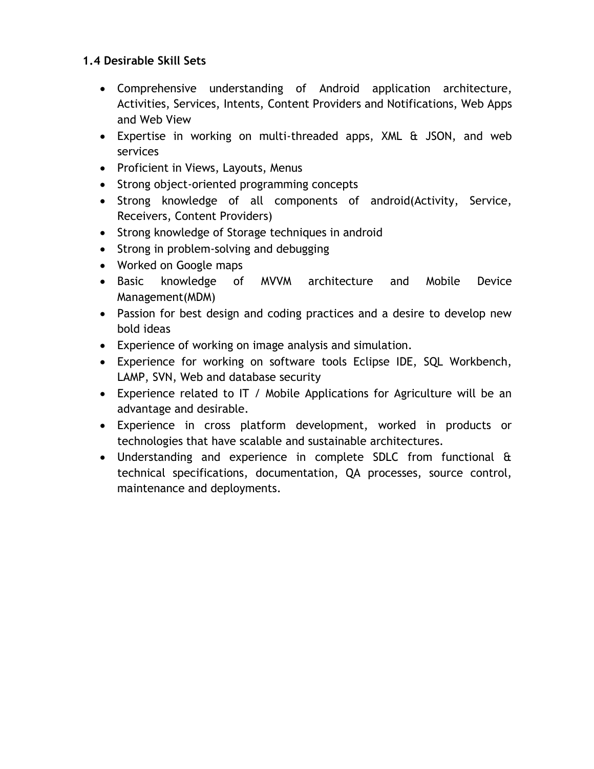### 1.4 Desirable Skill Sets

- Comprehensive understanding of Android application architecture, Activities, Services, Intents, Content Providers and Notifications, Web Apps and Web View
- Expertise in working on multi-threaded apps, XML & JSON, and web services
- Proficient in Views, Layouts, Menus
- Strong object-oriented programming concepts
- Strong knowledge of all components of android(Activity, Service, Receivers, Content Providers)
- Strong knowledge of Storage techniques in android
- Strong in problem-solving and debugging
- Worked on Google maps
- Basic knowledge of MVVM architecture and Mobile Device Management(MDM)
- Passion for best design and coding practices and a desire to develop new bold ideas
- Experience of working on image analysis and simulation.
- Experience for working on software tools Eclipse IDE, SQL Workbench, LAMP, SVN, Web and database security
- Experience related to IT / Mobile Applications for Agriculture will be an advantage and desirable.
- Experience in cross platform development, worked in products or technologies that have scalable and sustainable architectures.
- Understanding and experience in complete SDLC from functional & technical specifications, documentation, QA processes, source control, maintenance and deployments.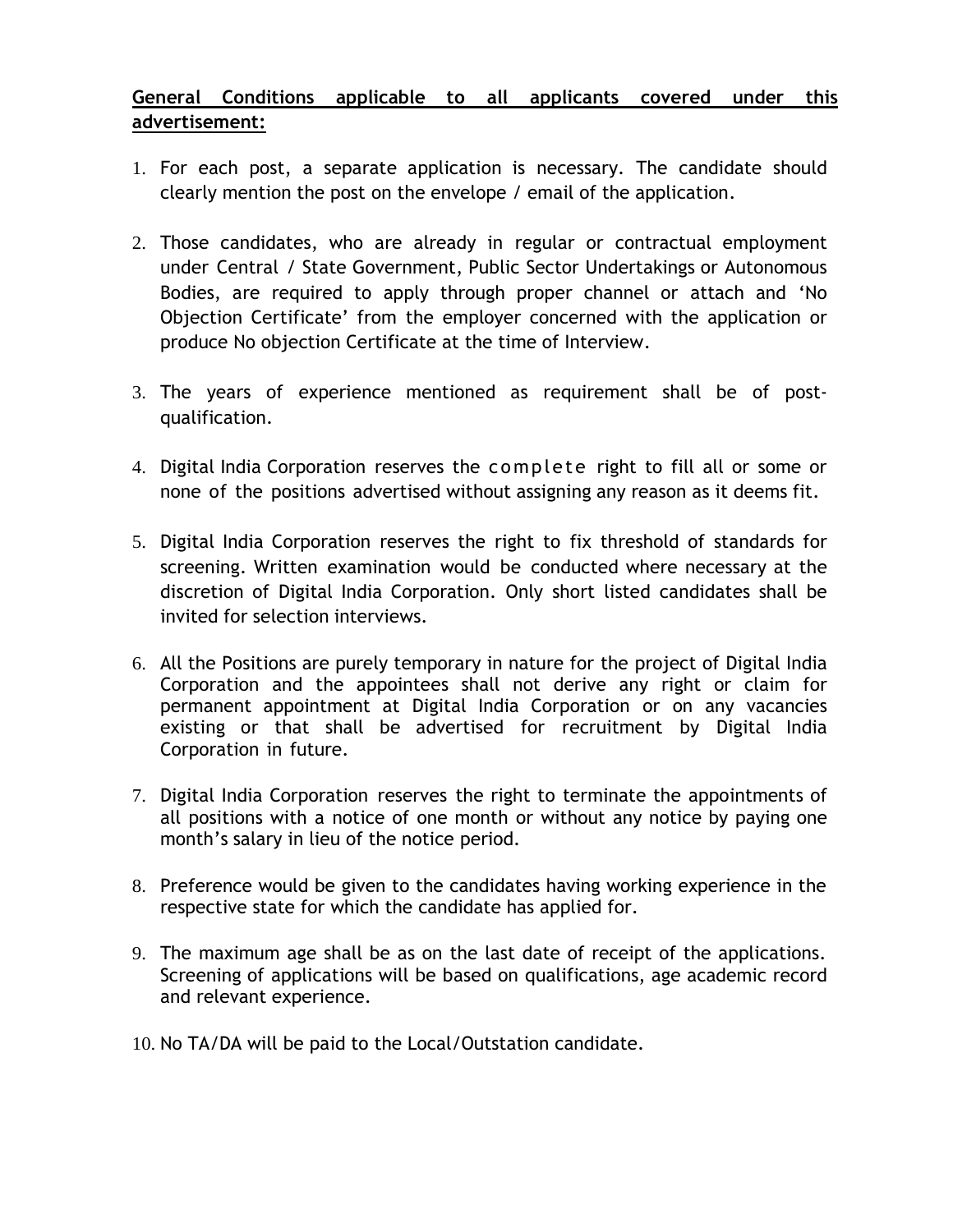**General Conditions applicable to all applicants covered under this advertisement:**

1. For each post, a separate application is necessary. The candidate should clearly mention the post on the envelope / email of the application.

2. Those candidates, who are already in regular or contractual employment under Central / State Government, Public Sector Undertakings or Autonomous Bodies, are required to apply through proper channel or attach and 'No Objection Certificate' from the employer concerned with the application or produce No objection Certificate at the time of Interview.

3. The years of experience mentioned as requirement shall be of post-qualification.

4. Digital India Corporation reserves the complete right to fill all or some or none of the positions advertised without assigning any reason as it deems fit.

5. Digital India Corporation reserves the right to fix threshold of standards for screening. Written examination would be conducted where necessary at the discretion of Digital India Corporation. Only short listed candidates shall be invited for selection interviews.

6. All the Positions are purely temporary in nature for the project of Digital India Corporation and the appointees shall not derive any right or claim for permanent appointment at Digital India Corporation or on any vacancies existing or that shall be advertised for recruitment by Digital India Corporation in future.

7. Digital India Corporation reserves the right to terminate the appointments of all positions with a notice of one month or without any notice by paying one month's salary in lieu of the notice period.

8. Preference would be given to the candidates having working experience in the respective state for which the candidate has applied for.

9. The maximum age shall be as on the last date of receipt of the applications. Screening of applications will be based on qualifications, age academic record and relevant experience.

10. No TA/DA will be paid to the Local/Outstation candidate.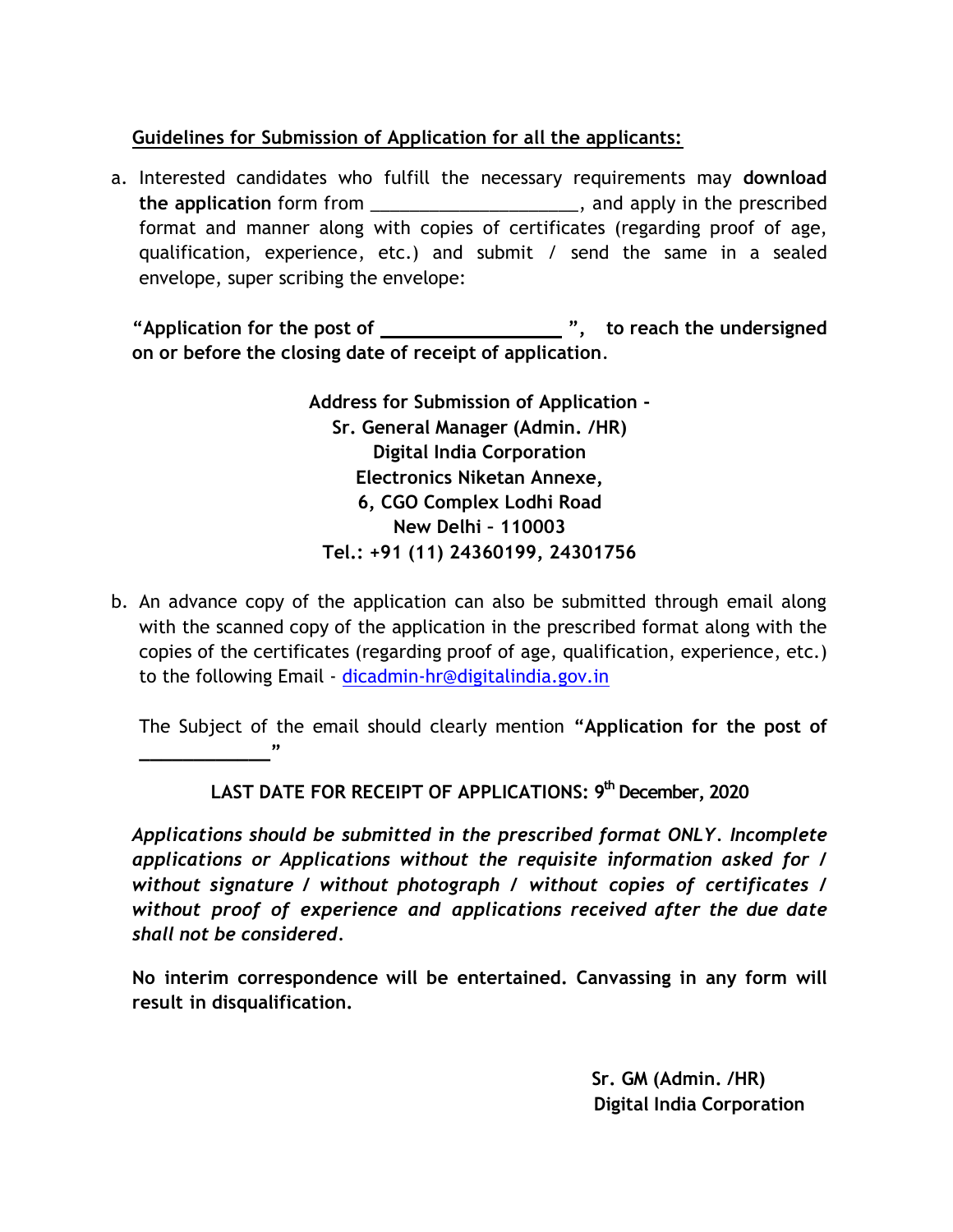**<u>Guidelines for Submission of Application for all the applicants:</u>**

a. Interested candidates who fulfill the necessary requirements may **download the application** form from ____________________, and apply in the prescribed format and manner along with copies of certificates (regarding proof of age, qualification, experience, etc.) and submit / send the same in a sealed envelope, super scribing the envelope:

**"Application for the post of ________________", to reach the undersigned on or before the closing date of receipt of application**.

**Address for Submission of Application -**
**Sr. General Manager (Admin. /HR)**
**Digital India Corporation**
**Electronics Niketan Annexe,**
**6, CGO Complex Lodhi Road**
**New Delhi – 110003**
**Tel.: +91 (11) 24360199, 24301756**

b. An advance copy of the application can also be submitted through email along with the scanned copy of the application in the prescribed format along with the copies of the certificates (regarding proof of age, qualification, experience, etc.) to the following Email - dicadmin-hr@digitalindia.gov.in

The Subject of the email should clearly mention **"Application for the post of ____________"**

**LAST DATE FOR RECEIPT OF APPLICATIONS: 9th December, 2020**

***Applications should be submitted in the prescribed format ONLY. Incomplete applications or Applications without the requisite information asked for / without signature / without photograph / without copies of certificates / without proof of experience and applications received after the due date shall not be considered.***

**No interim correspondence will be entertained. Canvassing in any form will result in disqualification.**

**Sr. GM (Admin. /HR)**
**Digital India Corporation**